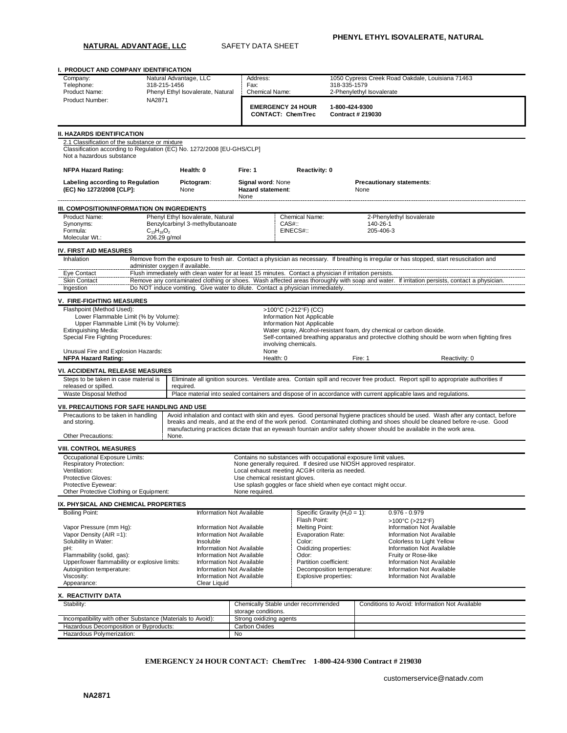**PHENYL ETHYL ISOVALERATE, NATURAL**

**NATURAL ADVANTAGE, LLC** SAFETY DATA SHEET

## I. PRODUCT AND COMPANY IDENTIFICATION

| | | | |
|---|---|---|---|
| Company: | Natural Advantage, LLC | Address: | 1050 Cypress Creek Road Oakdale, Louisiana 71463 |
| Telephone: | 318-215-1456 | Fax: | 318-335-1579 |
| Product Name: | Phenyl Ethyl Isovalerate, Natural | Chemical Name: | 2-Phenylethyl Isovalerate |
| Product Number: | NA2871 | **EMERGENCY 24 HOUR CONTACT: ChemTrec** | **1-800-424-9300 Contract # 219030** |

## II. HAZARDS IDENTIFICATION

2.1 Classification of the substance or mixture
Classification according to Regulation (EC) No. 1272/2008 [EU-GHS/CLP]
Not a hazardous substance

| | | | |
|---|---|---|---|
| **NFPA Hazard Rating:** | **Health: 0** | **Fire: 1** | **Reactivity: 0** |
| **Labeling according to Regulation (EC) No 1272/2008 [CLP]:** | **Pictogram**: None | **Signal word**: None **Hazard statement**: None | **Precautionary statements**: None |

## III. COMPOSITION/INFORMATION ON INGREDIENTS

| | | | |
|---|---|---|---|
| Product Name: | Phenyl Ethyl Isovalerate, Natural | Chemical Name: | 2-Phenylethyl Isovalerate |
| Synonyms: | Benzylcarbinyl 3-methylbutanoate | CAS#:: | 140-26-1 |
| Formula: | $C_{13}H_{18}O_2$ | EINECS#:: | 205-406-3 |
| Molecular Wt.: | 206.29 g/mol | | |

## IV. FIRST AID MEASURES

| | |
|---|---|
| Inhalation | Remove from the exposure to fresh air. Contact a physician as necessary. If breathing is irregular or has stopped, start resuscitation and administer oxygen if available. |
| Eye Contact | Flush immediately with clean water for at least 15 minutes. Contact a physician if irritation persists. |
| Skin Contact | Remove any contaminated clothing or shoes. Wash affected areas thoroughly with soap and water. If irritation persists, contact a physician. |
| Ingestion | Do NOT induce vomiting. Give water to dilute. Contact a physician immediately. |

## V. FIRE-FIGHTING MEASURES

| | |
|---|---|
| Flashpoint (Method Used): | >100°C (>212°F) (CC) |
| Lower Flammable Limit (% by Volume): | Information Not Applicable |
| Upper Flammable Limit (% by Volume): | Information Not Applicable |
| Extinguishing Media: | Water spray, Alcohol-resistant foam, dry chemical or carbon dioxide. |
| Special Fire Fighting Procedures: | Self-contained breathing apparatus and protective clothing should be worn when fighting fires involving chemicals. |
| Unusual Fire and Explosion Hazards: | None |
| **NFPA Hazard Rating:** | Health: 0 Fire: 1 Reactivity: 0 |

## VI. ACCIDENTAL RELEASE MEASURES

| | |
|---|---|
| Steps to be taken in case material is released or spilled. | Eliminate all ignition sources. Ventilate area. Contain spill and recover free product. Report spill to appropriate authorities if required. |
| Waste Disposal Method | Place material into sealed containers and dispose of in accordance with current applicable laws and regulations. |

## VII. PRECAUTIONS FOR SAFE HANDLING AND USE

| | |
|---|---|
| Precautions to be taken in handling and storing. | Avoid inhalation and contact with skin and eyes. Good personal hygiene practices should be used. Wash after any contact, before breaks and meals, and at the end of the work period. Contaminated clothing and shoes should be cleaned before re-use. Good manufacturing practices dictate that an eyewash fountain and/or safety shower should be available in the work area. |
| Other Precautions: | None. |

## VIII. CONTROL MEASURES

| | |
|---|---|
| Occupational Exposure Limits: | Contains no substances with occupational exposure limit values. |
| Respiratory Protection: | None generally required. If desired use NIOSH approved respirator. |
| Ventilation: | Local exhaust meeting ACGIH criteria as needed. |
| Protective Gloves: | Use chemical resistant gloves. |
| Protective Eyewear: | Use splash goggles or face shield when eye contact might occur. |
| Other Protective Clothing or Equipment: | None required. |

## IX. PHYSICAL AND CHEMICAL PROPERTIES

| | | | |
|---|---|---|---|
| Boiling Point: | Information Not Available | Specific Gravity ($H_20$ = 1): | 0.976 - 0.979 |
| | | Flash Point: | >100°C (>212°F) |
| Vapor Pressure (mm Hg): | Information Not Available | Melting Point: | Information Not Available |
| Vapor Density (AIR =1): | Information Not Available | Evaporation Rate: | Information Not Available |
| Solubility in Water: | Insoluble | Color: | Colorless to Light Yellow |
| pH: | Information Not Available | Oxidizing properties: | Information Not Available |
| Flammability (solid, gas): | Information Not Available | Odor: | Fruity or Rose-like |
| Upper/lower flammability or explosive limits: | Information Not Available | Partition coefficient: | Information Not Available |
| Autoignition temperature: | Information Not Available | Decomposition temperature: | Information Not Available |
| Viscosity: | Information Not Available | Explosive properties: | Information Not Available |
| Appearance: | Clear Liquid | | |

## X. REACTIVITY DATA

| | | |
|---|---|---|
| Stability: | Chemically Stable under recommended storage conditions. | Conditions to Avoid: Information Not Available |
| Incompatibility with other Substance (Materials to Avoid): | Strong oxidizing agents | |
| Hazardous Decomposition or Byproducts: | Carbon Oxides | |
| Hazardous Polymerization: | No | |

**EMERGENCY 24 HOUR CONTACT: ChemTrec 1-800-424-9300 Contract # 219030**

customerservice@natadv.com

**NA2871**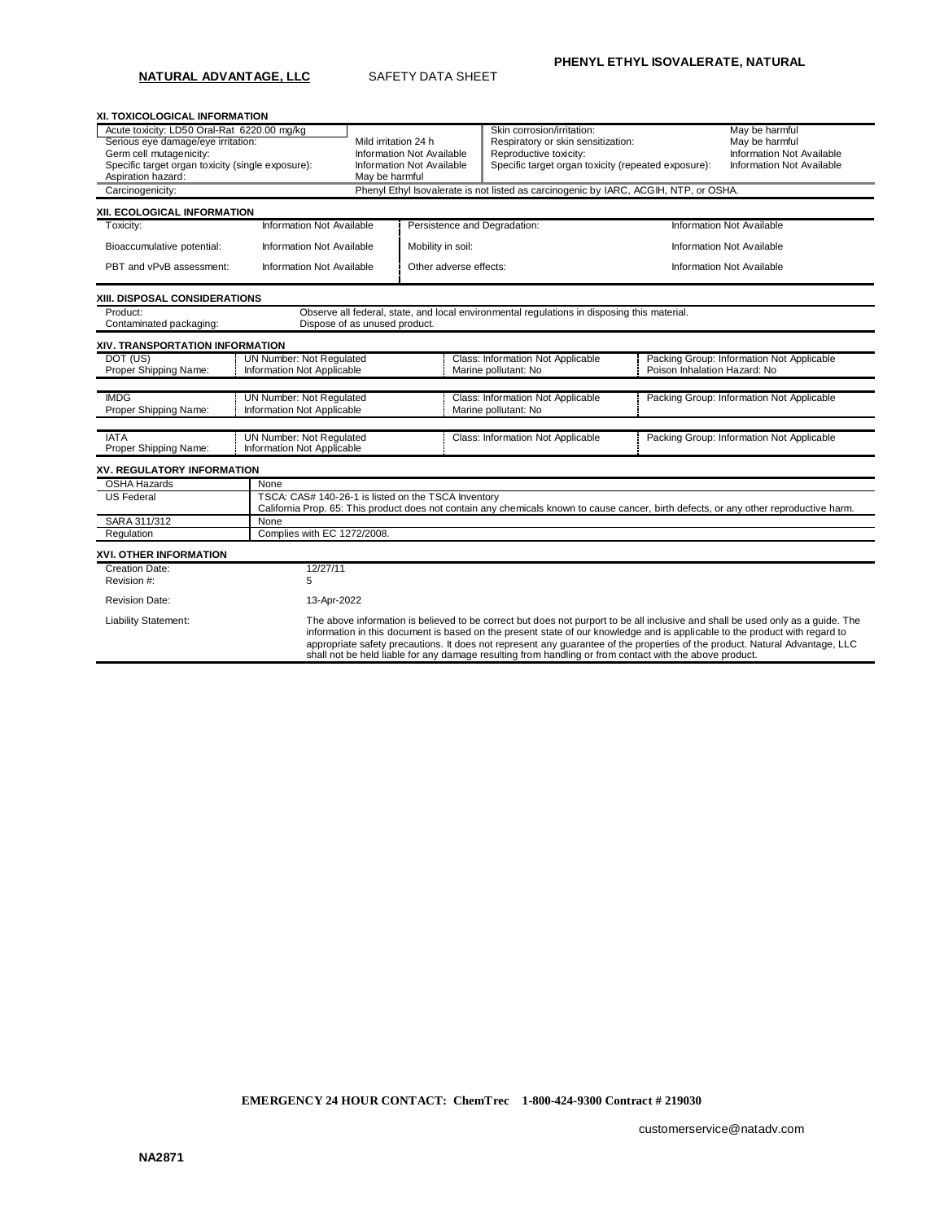**NATURAL ADVANTAGE, LLC** SAFETY DATA SHEET

**PHENYL ETHYL ISOVALERATE, NATURAL**

### XI. TOXICOLOGICAL INFORMATION

| | | | |
|---|---|---|---|
| Acute toxicity: LD50 Oral-Rat 6220.00 mg/kg | | Skin corrosion/irritation: | May be harmful |
| Serious eye damage/eye irritation: | Mild irritation 24 h | Respiratory or skin sensitization: | May be harmful |
| Germ cell mutagenicity: | Information Not Available | Reproductive toxicity: | Information Not Available |
| Specific target organ toxicity (single exposure): | Information Not Available | Specific target organ toxicity (repeated exposure): | Information Not Available |
| Aspiration hazard: | May be harmful | | |
| Carcinogenicity: | Phenyl Ethyl Isovalerate is not listed as carcinogenic by IARC, ACGIH, NTP, or OSHA. | | |

### XII. ECOLOGICAL INFORMATION

| | | | |
|---|---|---|---|
| Toxicity: | Information Not Available | Persistence and Degradation: | Information Not Available |
| Bioaccumulative potential: | Information Not Available | Mobility in soil: | Information Not Available |
| PBT and vPvB assessment: | Information Not Available | Other adverse effects: | Information Not Available |

### XIII. DISPOSAL CONSIDERATIONS

| | |
|---|---|
| Product: | Observe all federal, state, and local environmental regulations in disposing this material. |
| Contaminated packaging: | Dispose of as unused product. |

### XIV. TRANSPORTATION INFORMATION

| | | | |
|---|---|---|---|
| DOT (US) | UN Number: Not Regulated | Class: Information Not Applicable | Packing Group: Information Not Applicable |
| Proper Shipping Name: | Information Not Applicable | Marine pollutant: No | Poison Inhalation Hazard: No |
| IMDG | UN Number: Not Regulated | Class: Information Not Applicable | Packing Group: Information Not Applicable |
| Proper Shipping Name: | Information Not Applicable | Marine pollutant: No | |
| IATA | UN Number: Not Regulated | Class: Information Not Applicable | Packing Group: Information Not Applicable |
| Proper Shipping Name: | Information Not Applicable | | |

### XV. REGULATORY INFORMATION

| | |
|---|---|
| OSHA Hazards | None |
| US Federal | TSCA: CAS# 140-26-1 is listed on the TSCA Inventory<br>California Prop. 65: This product does not contain any chemicals known to cause cancer, birth defects, or any other reproductive harm. |
| SARA 311/312 | None |
| Regulation | Complies with EC 1272/2008. |

### XVI. OTHER INFORMATION

| | |
|---|---|
| Creation Date: | 12/27/11 |
| Revision #: | 5 |
| Revision Date: | 13-Apr-2022 |
| Liability Statement: | The above information is believed to be correct but does not purport to be all inclusive and shall be used only as a guide. The information in this document is based on the present state of our knowledge and is applicable to the product with regard to appropriate safety precautions. It does not represent any guarantee of the properties of the product. Natural Advantage, LLC shall not be held liable for any damage resulting from handling or from contact with the above product. |

**EMERGENCY 24 HOUR CONTACT: ChemTrec 1-800-424-9300 Contract # 219030**

customerservice@natadv.com

**NA2871**